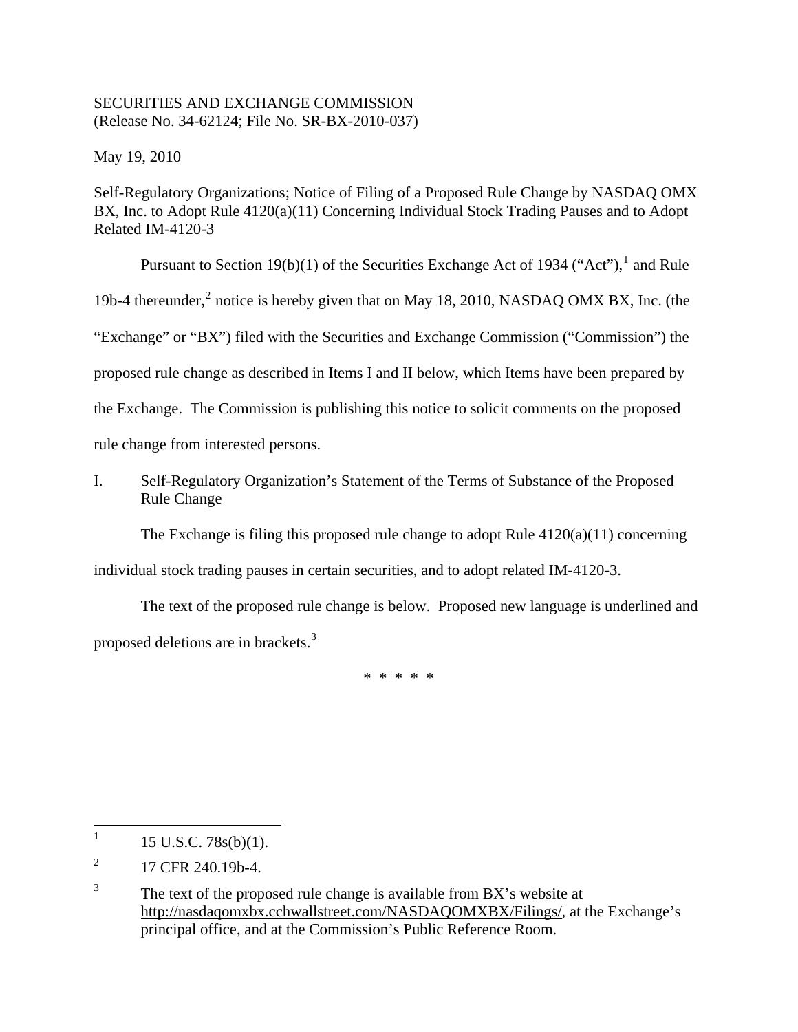SECURITIES AND EXCHANGE COMMISSION
(Release No. 34-62124; File No. SR-BX-2010-037)

May 19, 2010

Self-Regulatory Organizations; Notice of Filing of a Proposed Rule Change by NASDAQ OMX BX, Inc. to Adopt Rule 4120(a)(11) Concerning Individual Stock Trading Pauses and to Adopt Related IM-4120-3

Pursuant to Section 19(b)(1) of the Securities Exchange Act of 1934 ("Act"),[1] and Rule 19b-4 thereunder,[2] notice is hereby given that on May 18, 2010, NASDAQ OMX BX, Inc. (the "Exchange" or "BX") filed with the Securities and Exchange Commission ("Commission") the proposed rule change as described in Items I and II below, which Items have been prepared by the Exchange. The Commission is publishing this notice to solicit comments on the proposed rule change from interested persons.

I. Self-Regulatory Organization's Statement of the Terms of Substance of the Proposed Rule Change

The Exchange is filing this proposed rule change to adopt Rule 4120(a)(11) concerning individual stock trading pauses in certain securities, and to adopt related IM-4120-3.

The text of the proposed rule change is below. Proposed new language is underlined and proposed deletions are in brackets.[3]

\* \* \* \* \*

---

[1] 15 U.S.C. 78s(b)(1).

[2] 17 CFR 240.19b-4.

[3] The text of the proposed rule change is available from BX's website at http://nasdaqomxbx.cchwallstreet.com/NASDAQOMXBX/Filings/, at the Exchange's principal office, and at the Commission's Public Reference Room.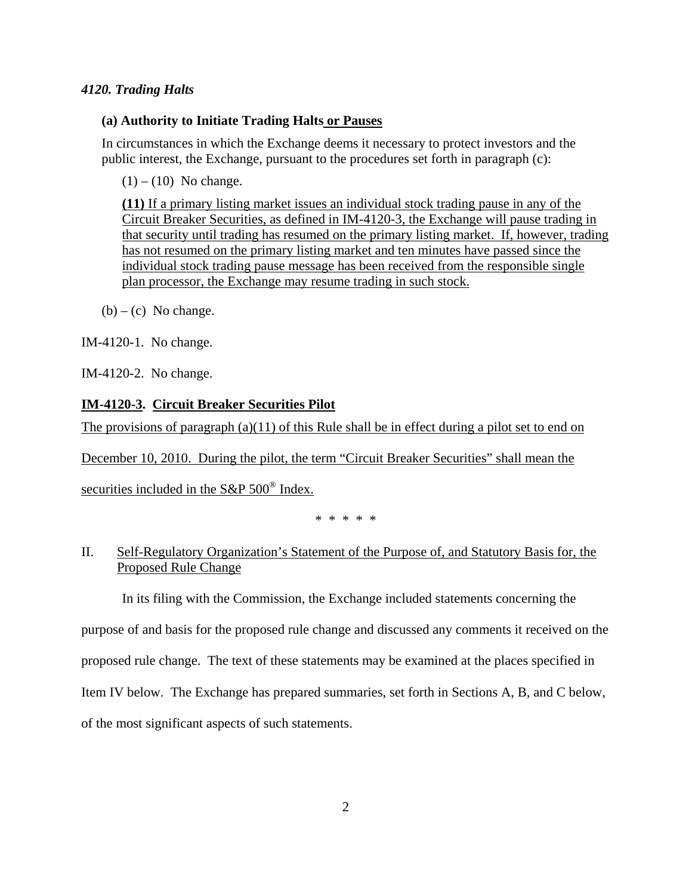*4120. Trading Halts*

**(a) Authority to Initiate Trading Halts or Pauses**

In circumstances in which the Exchange deems it necessary to protect investors and the public interest, the Exchange, pursuant to the procedures set forth in paragraph (c):

(1) – (10) No change.

**(11)** If a primary listing market issues an individual stock trading pause in any of the Circuit Breaker Securities, as defined in IM-4120-3, the Exchange will pause trading in that security until trading has resumed on the primary listing market. If, however, trading has not resumed on the primary listing market and ten minutes have passed since the individual stock trading pause message has been received from the responsible single plan processor, the Exchange may resume trading in such stock.

(b) – (c) No change.

IM-4120-1. No change.

IM-4120-2. No change.

**IM-4120-3. Circuit Breaker Securities Pilot**

The provisions of paragraph (a)(11) of this Rule shall be in effect during a pilot set to end on December 10, 2010. During the pilot, the term "Circuit Breaker Securities" shall mean the securities included in the S&P 500® Index.

\* \* \* \* \*

II. Self-Regulatory Organization's Statement of the Purpose of, and Statutory Basis for, the Proposed Rule Change

In its filing with the Commission, the Exchange included statements concerning the purpose of and basis for the proposed rule change and discussed any comments it received on the proposed rule change. The text of these statements may be examined at the places specified in Item IV below. The Exchange has prepared summaries, set forth in Sections A, B, and C below, of the most significant aspects of such statements.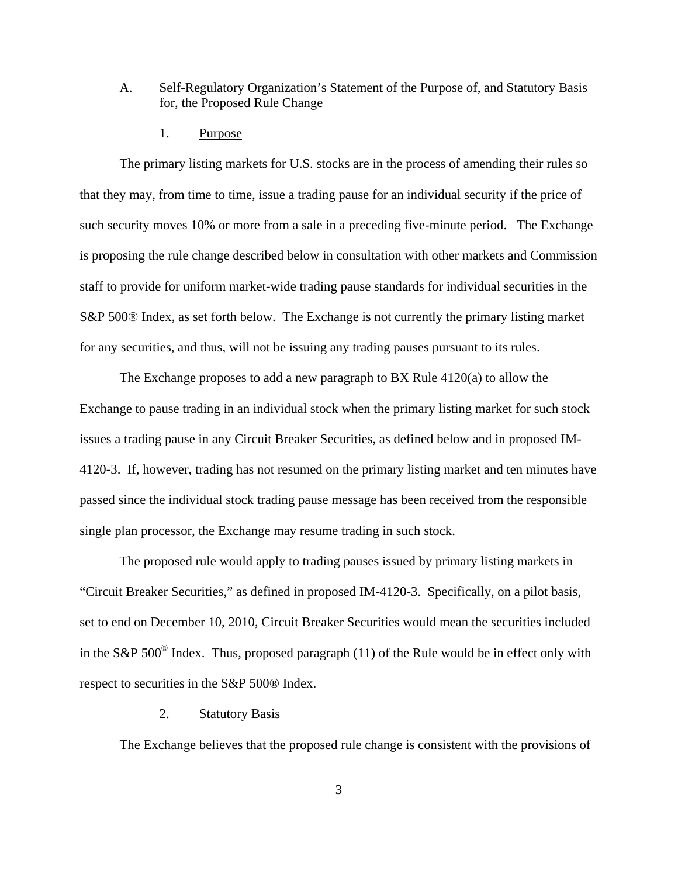A. Self-Regulatory Organization's Statement of the Purpose of, and Statutory Basis for, the Proposed Rule Change

1. Purpose

The primary listing markets for U.S. stocks are in the process of amending their rules so that they may, from time to time, issue a trading pause for an individual security if the price of such security moves 10% or more from a sale in a preceding five-minute period. The Exchange is proposing the rule change described below in consultation with other markets and Commission staff to provide for uniform market-wide trading pause standards for individual securities in the S&P 500® Index, as set forth below. The Exchange is not currently the primary listing market for any securities, and thus, will not be issuing any trading pauses pursuant to its rules.

The Exchange proposes to add a new paragraph to BX Rule 4120(a) to allow the Exchange to pause trading in an individual stock when the primary listing market for such stock issues a trading pause in any Circuit Breaker Securities, as defined below and in proposed IM-4120-3. If, however, trading has not resumed on the primary listing market and ten minutes have passed since the individual stock trading pause message has been received from the responsible single plan processor, the Exchange may resume trading in such stock.

The proposed rule would apply to trading pauses issued by primary listing markets in "Circuit Breaker Securities," as defined in proposed IM-4120-3. Specifically, on a pilot basis, set to end on December 10, 2010, Circuit Breaker Securities would mean the securities included in the S&P 500® Index. Thus, proposed paragraph (11) of the Rule would be in effect only with respect to securities in the S&P 500® Index.

2. Statutory Basis

The Exchange believes that the proposed rule change is consistent with the provisions of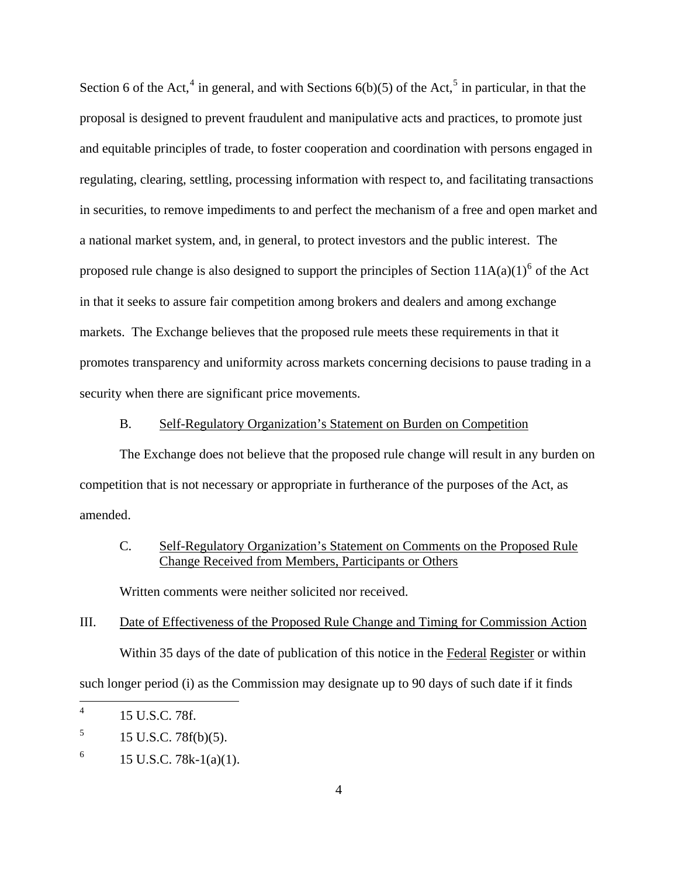Section 6 of the Act,[4] in general, and with Sections 6(b)(5) of the Act,[5] in particular, in that the proposal is designed to prevent fraudulent and manipulative acts and practices, to promote just and equitable principles of trade, to foster cooperation and coordination with persons engaged in regulating, clearing, settling, processing information with respect to, and facilitating transactions in securities, to remove impediments to and perfect the mechanism of a free and open market and a national market system, and, in general, to protect investors and the public interest. The proposed rule change is also designed to support the principles of Section 11A(a)(1)[6] of the Act in that it seeks to assure fair competition among brokers and dealers and among exchange markets. The Exchange believes that the proposed rule meets these requirements in that it promotes transparency and uniformity across markets concerning decisions to pause trading in a security when there are significant price movements.

B. Self-Regulatory Organization's Statement on Burden on Competition

The Exchange does not believe that the proposed rule change will result in any burden on competition that is not necessary or appropriate in furtherance of the purposes of the Act, as amended.

C. Self-Regulatory Organization's Statement on Comments on the Proposed Rule Change Received from Members, Participants or Others

Written comments were neither solicited nor received.

III. Date of Effectiveness of the Proposed Rule Change and Timing for Commission Action

Within 35 days of the date of publication of this notice in the Federal Register or within such longer period (i) as the Commission may designate up to 90 days of such date if it finds

---

[4] 15 U.S.C. 78f.

[5] 15 U.S.C. 78f(b)(5).

[6] 15 U.S.C. 78k-1(a)(1).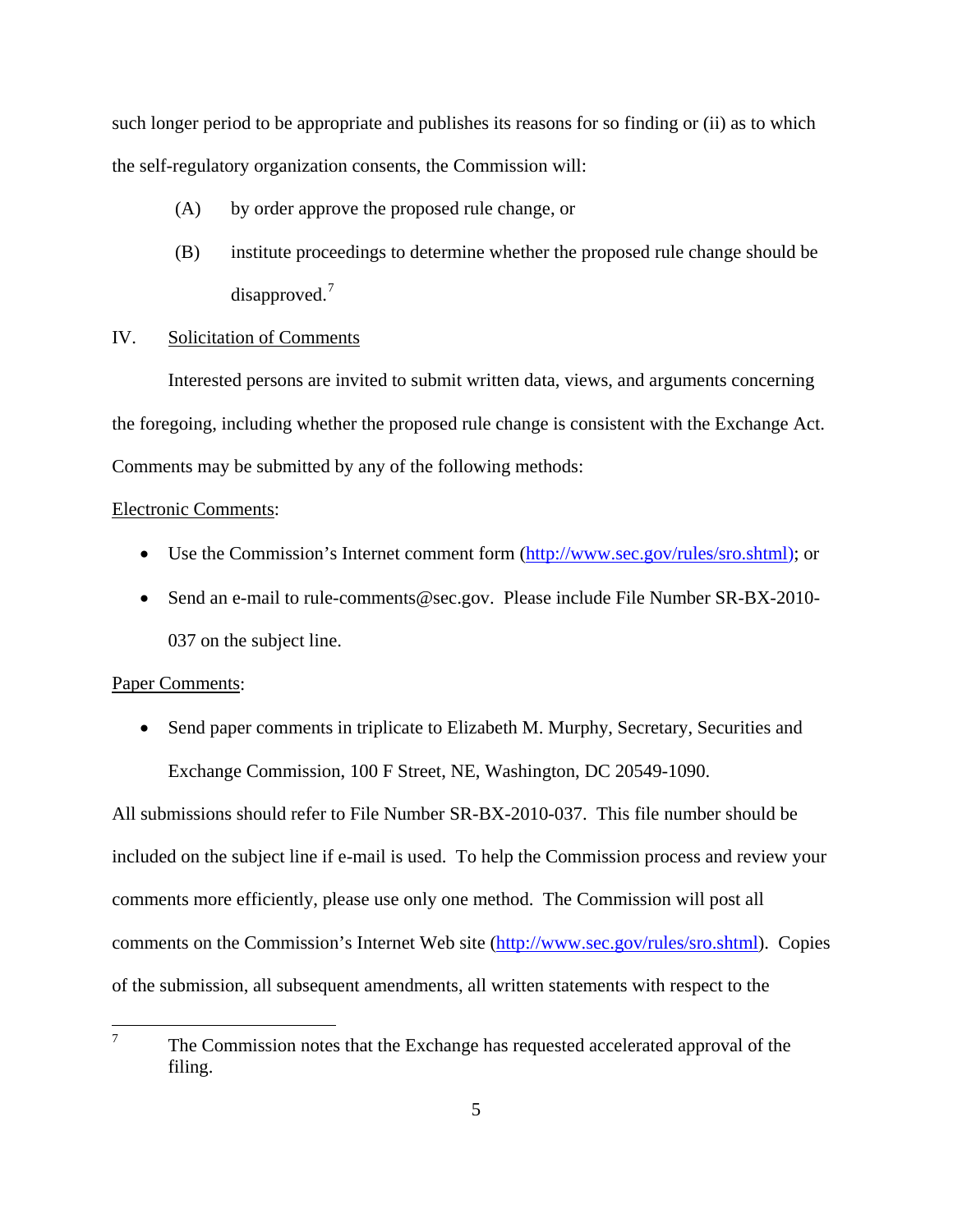such longer period to be appropriate and publishes its reasons for so finding or (ii) as to which the self-regulatory organization consents, the Commission will:

(A) by order approve the proposed rule change, or

(B) institute proceedings to determine whether the proposed rule change should be disapproved.[7]

IV. Solicitation of Comments

Interested persons are invited to submit written data, views, and arguments concerning the foregoing, including whether the proposed rule change is consistent with the Exchange Act. Comments may be submitted by any of the following methods:

Electronic Comments:

- Use the Commission's Internet comment form (http://www.sec.gov/rules/sro.shtml); or
- Send an e-mail to rule-comments@sec.gov. Please include File Number SR-BX-2010-037 on the subject line.

Paper Comments:

- Send paper comments in triplicate to Elizabeth M. Murphy, Secretary, Securities and Exchange Commission, 100 F Street, NE, Washington, DC 20549-1090.

All submissions should refer to File Number SR-BX-2010-037. This file number should be included on the subject line if e-mail is used. To help the Commission process and review your comments more efficiently, please use only one method. The Commission will post all comments on the Commission's Internet Web site (http://www.sec.gov/rules/sro.shtml). Copies of the submission, all subsequent amendments, all written statements with respect to the

---

[7] The Commission notes that the Exchange has requested accelerated approval of the filing.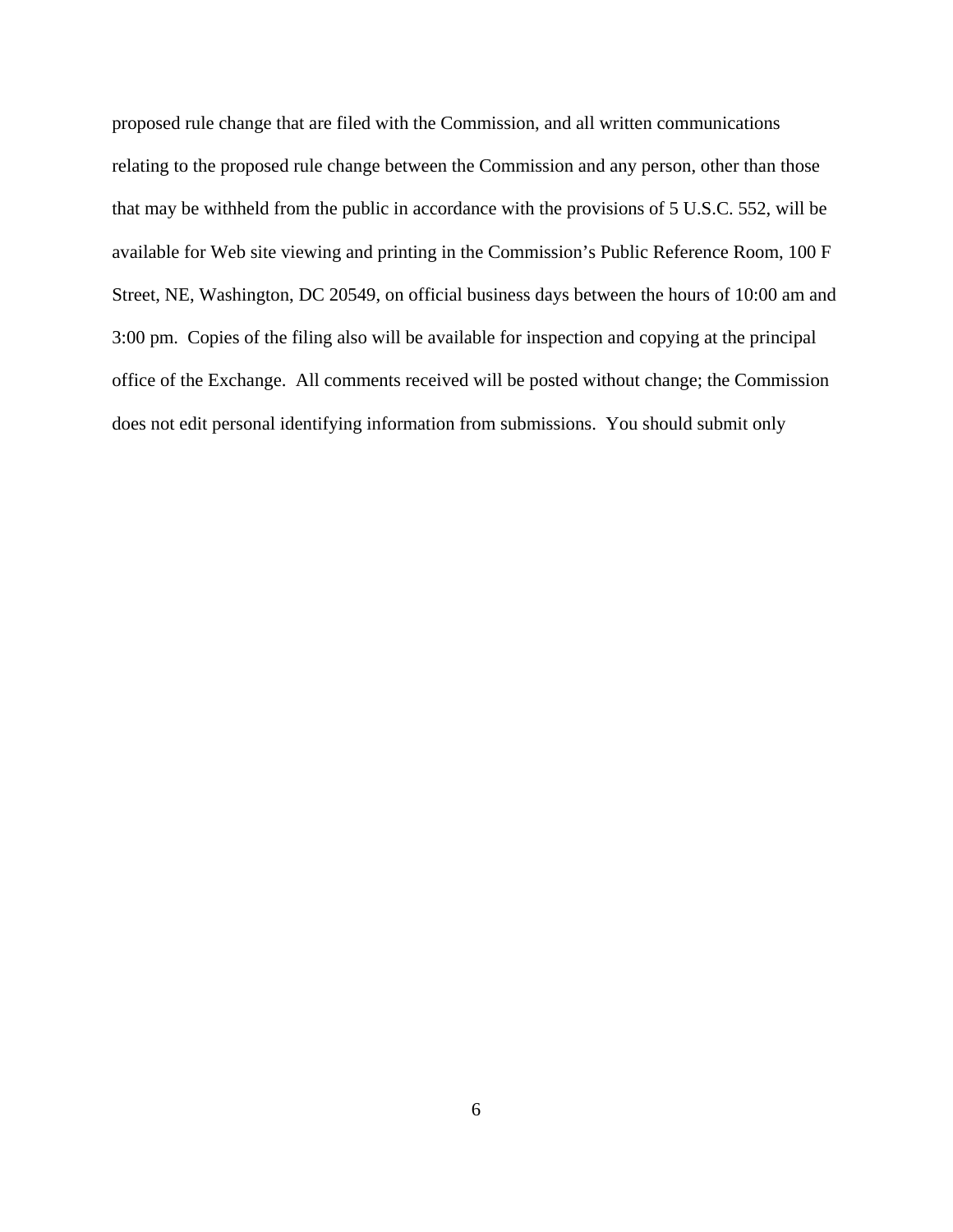proposed rule change that are filed with the Commission, and all written communications relating to the proposed rule change between the Commission and any person, other than those that may be withheld from the public in accordance with the provisions of 5 U.S.C. 552, will be available for Web site viewing and printing in the Commission's Public Reference Room, 100 F Street, NE, Washington, DC 20549, on official business days between the hours of 10:00 am and 3:00 pm. Copies of the filing also will be available for inspection and copying at the principal office of the Exchange. All comments received will be posted without change; the Commission does not edit personal identifying information from submissions. You should submit only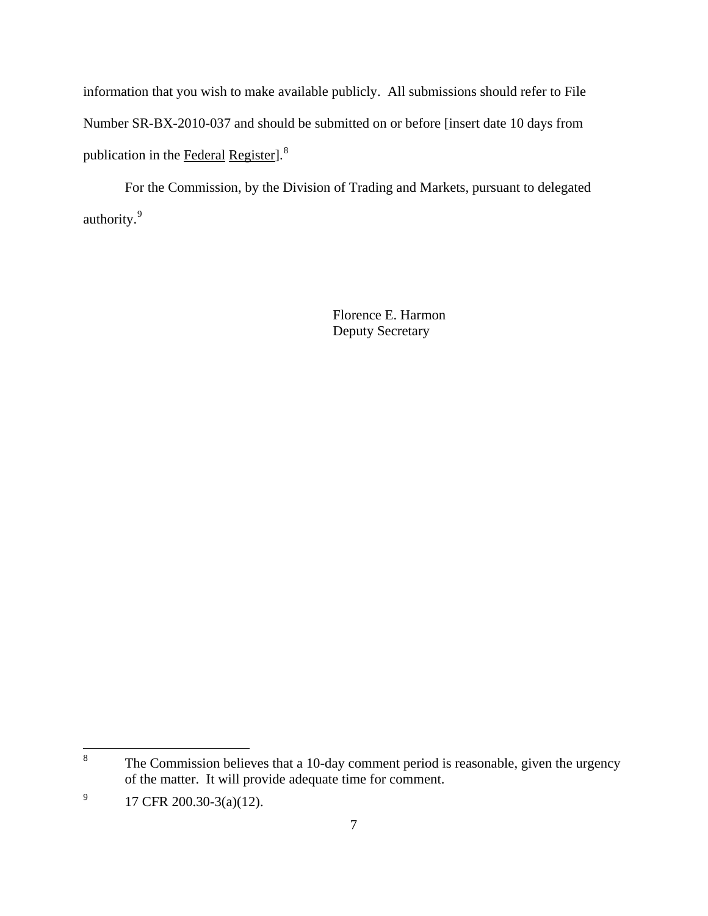information that you wish to make available publicly. All submissions should refer to File Number SR-BX-2010-037 and should be submitted on or before [insert date 10 days from publication in the Federal Register].[8]

For the Commission, by the Division of Trading and Markets, pursuant to delegated authority.[9]

Florence E. Harmon
Deputy Secretary

---

[8] The Commission believes that a 10-day comment period is reasonable, given the urgency of the matter. It will provide adequate time for comment.

[9] 17 CFR 200.30-3(a)(12).